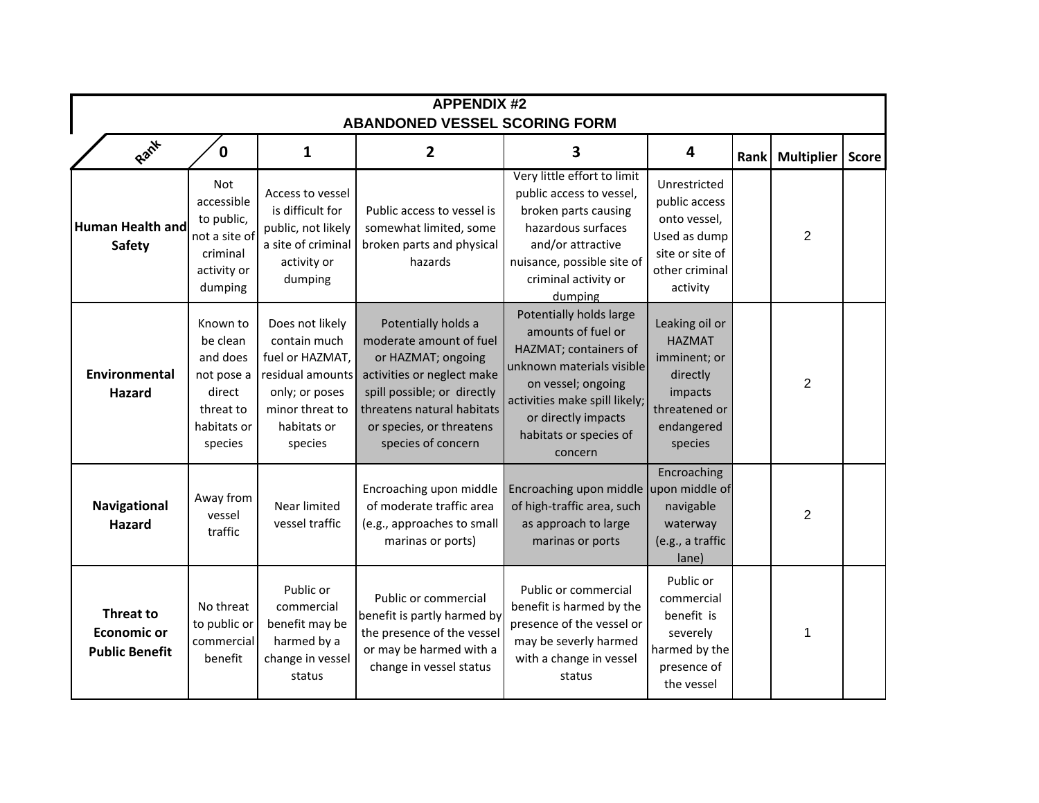# APPENDIX #2
## ABANDONED VESSEL SCORING FORM

| Rank | 0 | 1 | 2 | 3 | 4 | Rank | Multiplier | Score |
|---|---|---|---|---|---|---|---|---|
| **Human Health and Safety** | Not accessible to public, not a site of criminal activity or dumping | Access to vessel is difficult for public, not likely a site of criminal activity or dumping | Public access to vessel is somewhat limited, some broken parts and physical hazards | Very little effort to limit public access to vessel, broken parts causing hazardous surfaces and/or attractive nuisance, possible site of criminal activity or dumping | Unrestricted public access onto vessel, Used as dump site or site of other criminal activity | | 2 | |
| **Environmental Hazard** | Known to be clean and does not pose a direct threat to habitats or species | Does not likely contain much fuel or HAZMAT, residual amounts only; or poses minor threat to habitats or species | Potentially holds a moderate amount of fuel or HAZMAT; ongoing activities or neglect make spill possible; or directly threatens natural habitats or species, or threatens species of concern | Potentially holds large amounts of fuel or HAZMAT; containers of unknown materials visible on vessel; ongoing activities make spill likely; or directly impacts habitats or species of concern | Leaking oil or HAZMAT imminent; or directly impacts threatened or endangered species | | 2 | |
| **Navigational Hazard** | Away from vessel traffic | Near limited vessel traffic | Encroaching upon middle of moderate traffic area (e.g., approaches to small marinas or ports) | Encroaching upon middle of high-traffic area, such as approach to large marinas or ports | Encroaching upon middle of navigable waterway (e.g., a traffic lane) | | 2 | |
| **Threat to Economic or Public Benefit** | No threat to public or commercial benefit | Public or commercial benefit may be harmed by a change in vessel status | Public or commercial benefit is partly harmed by the presence of the vessel or may be harmed with a change in vessel status | Public or commercial benefit is harmed by the presence of the vessel or may be severly harmed with a change in vessel status | Public or commercial benefit is severely harmed by the presence of the vessel | | 1 | |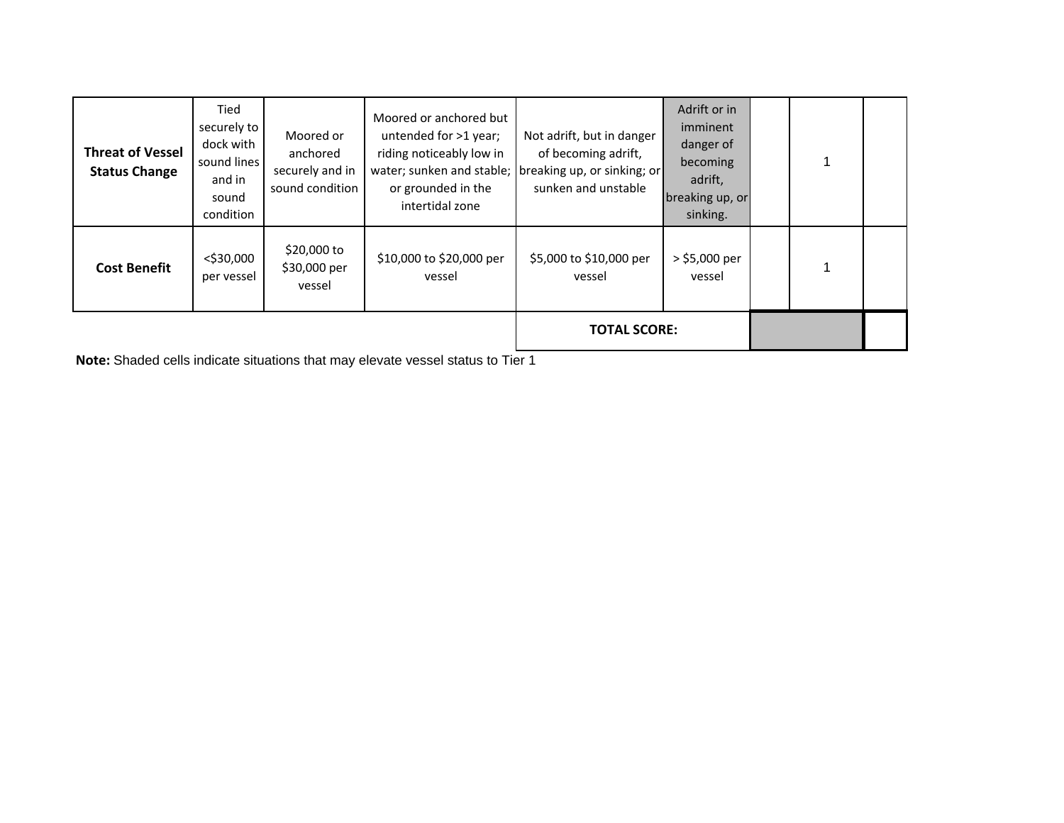| | | | | | | | | |
|---|---|---|---|---|---|---|---|---|
| **Threat of Vessel Status Change** | Tied securely to dock with sound lines and in sound condition | Moored or anchored securely and in sound condition | Moored or anchored but untended for >1 year; riding noticeably low in water; sunken and stable; or grounded in the intertidal zone | Not adrift, but in danger of becoming adrift, breaking up, or sinking; or sunken and unstable | Adrift or in imminent danger of becoming adrift, breaking up, or sinking. | | 1 | |
| **Cost Benefit** | <$30,000 per vessel | $20,000 to $30,000 per vessel | $10,000 to $20,000 per vessel | $5,000 to $10,000 per vessel | > $5,000 per vessel | | 1 | |
| | | | | **TOTAL SCORE:** | | | | |

**Note:** Shaded cells indicate situations that may elevate vessel status to Tier 1